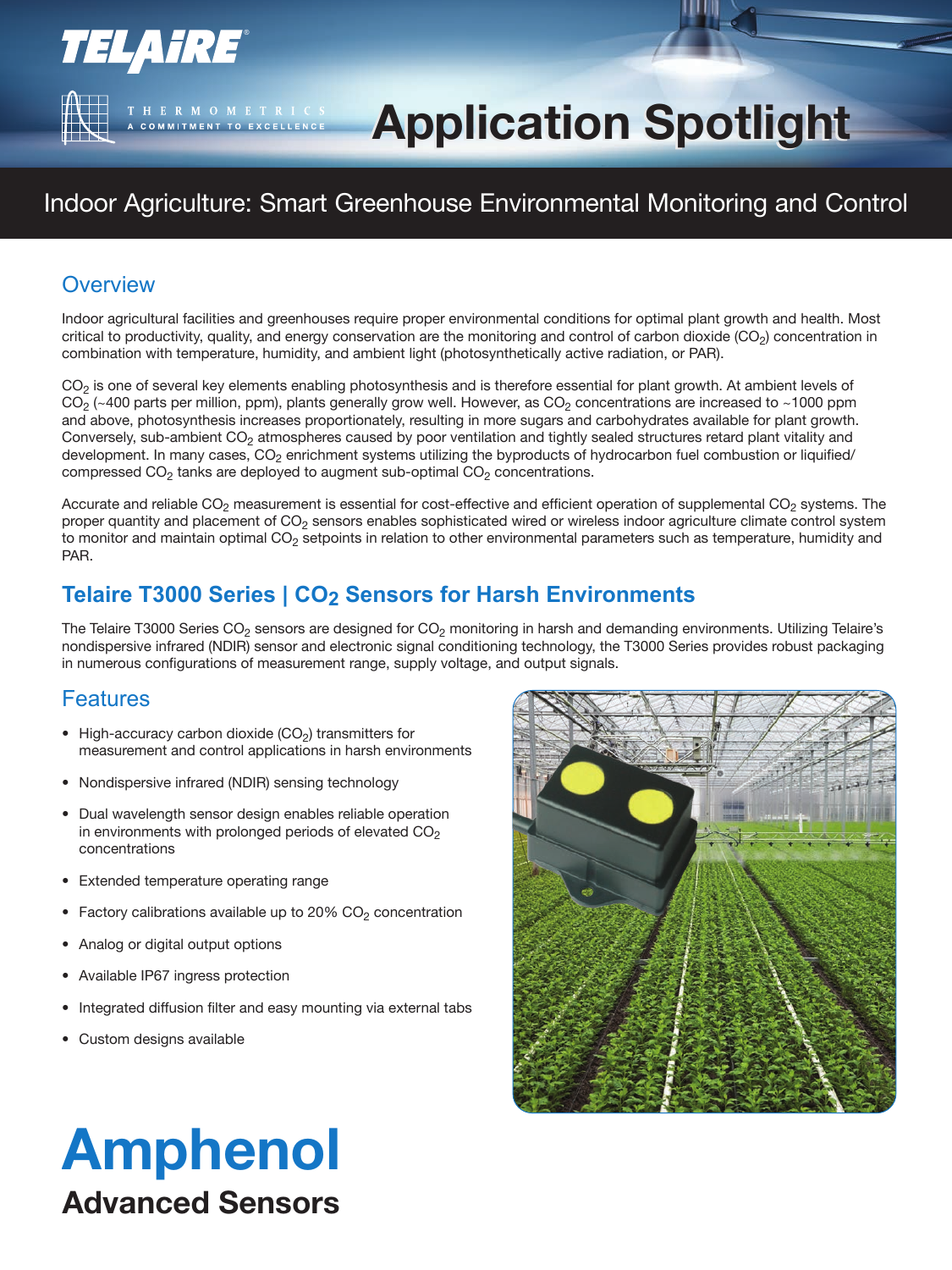TELAIRE

THERMOMETRICS
A COMMITMENT TO EXCELLENCE

# Application Spotlight

## Indoor Agriculture: Smart Greenhouse Environmental Monitoring and Control

## Overview

Indoor agricultural facilities and greenhouses require proper environmental conditions for optimal plant growth and health. Most critical to productivity, quality, and energy conservation are the monitoring and control of carbon dioxide ($CO_2$) concentration in combination with temperature, humidity, and ambient light (photosynthetically active radiation, or PAR).

$CO_2$ is one of several key elements enabling photosynthesis and is therefore essential for plant growth. At ambient levels of $CO_2$ (~400 parts per million, ppm), plants generally grow well. However, as $CO_2$ concentrations are increased to ~1000 ppm and above, photosynthesis increases proportionately, resulting in more sugars and carbohydrates available for plant growth. Conversely, sub-ambient $CO_2$ atmospheres caused by poor ventilation and tightly sealed structures retard plant vitality and development. In many cases, $CO_2$ enrichment systems utilizing the byproducts of hydrocarbon fuel combustion or liquified/compressed $CO_2$ tanks are deployed to augment sub-optimal $CO_2$ concentrations.

Accurate and reliable $CO_2$ measurement is essential for cost-effective and efficient operation of supplemental $CO_2$ systems. The proper quantity and placement of $CO_2$ sensors enables sophisticated wired or wireless indoor agriculture climate control system to monitor and maintain optimal $CO_2$ setpoints in relation to other environmental parameters such as temperature, humidity and PAR.

## Telaire T3000 Series | $CO_2$ Sensors for Harsh Environments

The Telaire T3000 Series $CO_2$ sensors are designed for $CO_2$ monitoring in harsh and demanding environments. Utilizing Telaire's nondispersive infrared (NDIR) sensor and electronic signal conditioning technology, the T3000 Series provides robust packaging in numerous configurations of measurement range, supply voltage, and output signals.

## Features

- High-accuracy carbon dioxide ($CO_2$) transmitters for measurement and control applications in harsh environments
- Nondispersive infrared (NDIR) sensing technology
- Dual wavelength sensor design enables reliable operation in environments with prolonged periods of elevated $CO_2$ concentrations
- Extended temperature operating range
- Factory calibrations available up to 20% $CO_2$ concentration
- Analog or digital output options
- Available IP67 ingress protection
- Integrated diffusion filter and easy mounting via external tabs
- Custom designs available

**Amphenol**
**Advanced Sensors**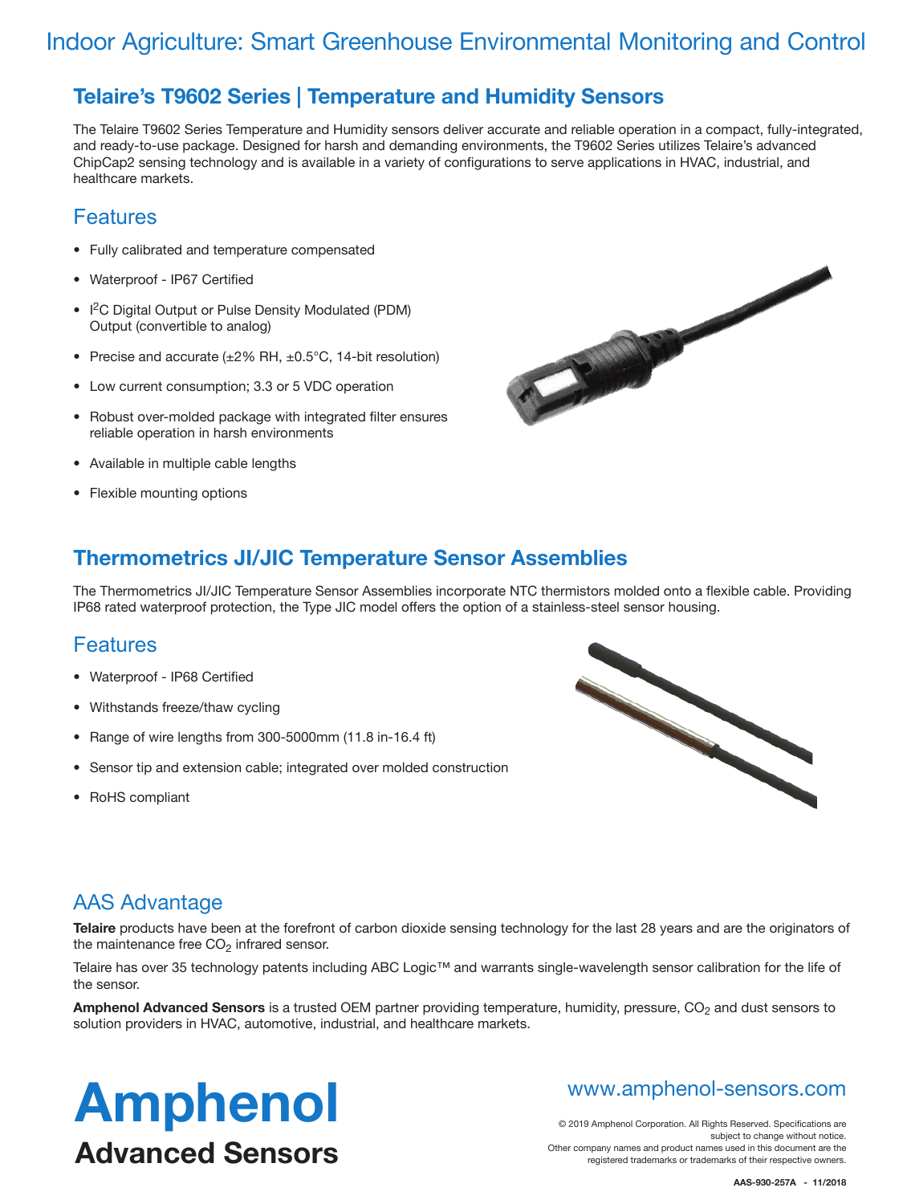# Indoor Agriculture: Smart Greenhouse Environmental Monitoring and Control

## Telaire's T9602 Series | Temperature and Humidity Sensors

The Telaire T9602 Series Temperature and Humidity sensors deliver accurate and reliable operation in a compact, fully-integrated, and ready-to-use package. Designed for harsh and demanding environments, the T9602 Series utilizes Telaire's advanced ChipCap2 sensing technology and is available in a variety of configurations to serve applications in HVAC, industrial, and healthcare markets.

### Features

- Fully calibrated and temperature compensated
- Waterproof - IP67 Certified
- $I^2C$ Digital Output or Pulse Density Modulated (PDM) Output (convertible to analog)
- Precise and accurate (±2% RH, ±0.5°C, 14-bit resolution)
- Low current consumption; 3.3 or 5 VDC operation
- Robust over-molded package with integrated filter ensures reliable operation in harsh environments
- Available in multiple cable lengths
- Flexible mounting options

## Thermometrics JI/JIC Temperature Sensor Assemblies

The Thermometrics JI/JIC Temperature Sensor Assemblies incorporate NTC thermistors molded onto a flexible cable. Providing IP68 rated waterproof protection, the Type JIC model offers the option of a stainless-steel sensor housing.

### Features

- Waterproof - IP68 Certified
- Withstands freeze/thaw cycling
- Range of wire lengths from 300-5000mm (11.8 in-16.4 ft)
- Sensor tip and extension cable; integrated over molded construction
- RoHS compliant

### AAS Advantage

**Telaire** products have been at the forefront of carbon dioxide sensing technology for the last 28 years and are the originators of the maintenance free $CO_2$ infrared sensor.

Telaire has over 35 technology patents including ABC Logic™ and warrants single-wavelength sensor calibration for the life of the sensor.

**Amphenol Advanced Sensors** is a trusted OEM partner providing temperature, humidity, pressure, $CO_2$ and dust sensors to solution providers in HVAC, automotive, industrial, and healthcare markets.

**Amphenol**
**Advanced Sensors**

www.amphenol-sensors.com

© 2019 Amphenol Corporation. All Rights Reserved. Specifications are subject to change without notice.
Other company names and product names used in this document are the registered trademarks or trademarks of their respective owners.

AAS-930-257A - 11/2018